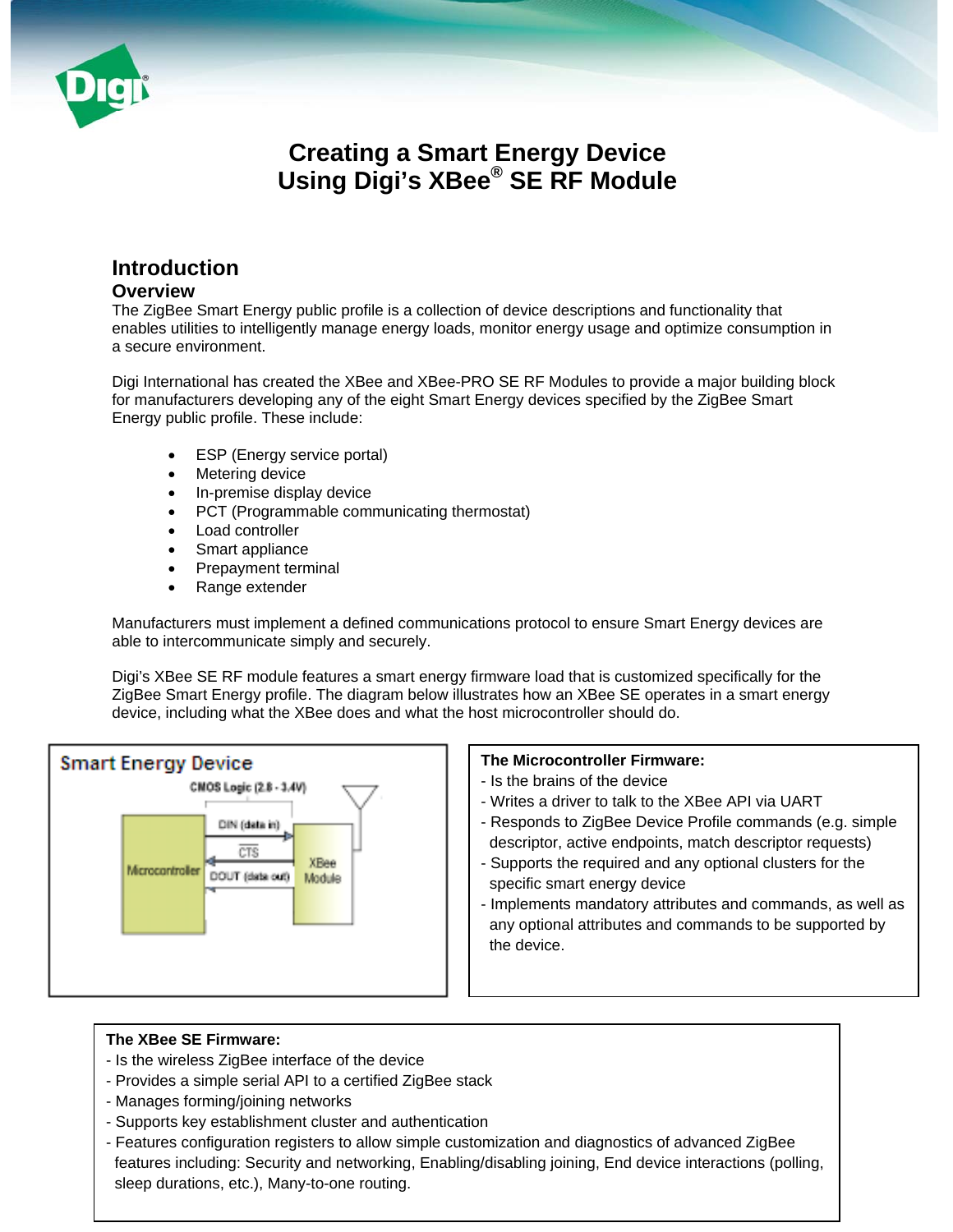# Creating a Smart Energy Device Using Digi's XBee® SE RF Module

## Introduction

### Overview

The ZigBee Smart Energy public profile is a collection of device descriptions and functionality that enables utilities to intelligently manage energy loads, monitor energy usage and optimize consumption in a secure environment.

Digi International has created the XBee and XBee-PRO SE RF Modules to provide a major building block for manufacturers developing any of the eight Smart Energy devices specified by the ZigBee Smart Energy public profile. These include:

- ESP (Energy service portal)
- Metering device
- In-premise display device
- PCT (Programmable communicating thermostat)
- Load controller
- Smart appliance
- Prepayment terminal
- Range extender

Manufacturers must implement a defined communications protocol to ensure Smart Energy devices are able to intercommunicate simply and securely.

Digi's XBee SE RF module features a smart energy firmware load that is customized specifically for the ZigBee Smart Energy profile. The diagram below illustrates how an XBee SE operates in a smart energy device, including what the XBee does and what the host microcontroller should do.

Smart Energy Device

CMOS Logic (2.8 - 3.4V)

Microcontroller — DIN (data in) → XBee Module; CTS; DOUT (data out)

**The Microcontroller Firmware:**
- Is the brains of the device
- Writes a driver to talk to the XBee API via UART
- Responds to ZigBee Device Profile commands (e.g. simple descriptor, active endpoints, match descriptor requests)
- Supports the required and any optional clusters for the specific smart energy device
- Implements mandatory attributes and commands, as well as any optional attributes and commands to be supported by the device.

**The XBee SE Firmware:**
- Is the wireless ZigBee interface of the device
- Provides a simple serial API to a certified ZigBee stack
- Manages forming/joining networks
- Supports key establishment cluster and authentication
- Features configuration registers to allow simple customization and diagnostics of advanced ZigBee features including: Security and networking, Enabling/disabling joining, End device interactions (polling, sleep durations, etc.), Many-to-one routing.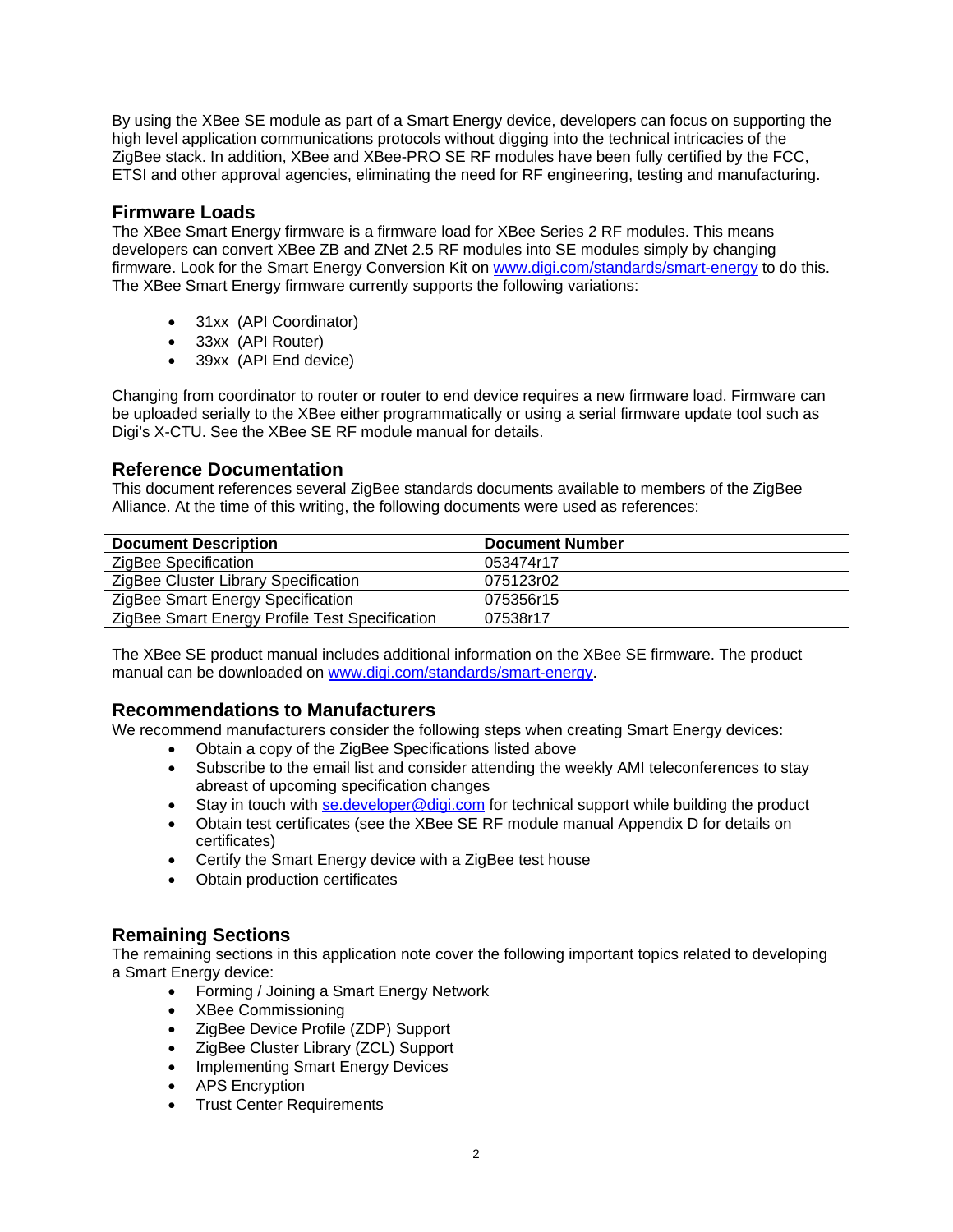By using the XBee SE module as part of a Smart Energy device, developers can focus on supporting the high level application communications protocols without digging into the technical intricacies of the ZigBee stack. In addition, XBee and XBee-PRO SE RF modules have been fully certified by the FCC, ETSI and other approval agencies, eliminating the need for RF engineering, testing and manufacturing.

## Firmware Loads

The XBee Smart Energy firmware is a firmware load for XBee Series 2 RF modules. This means developers can convert XBee ZB and ZNet 2.5 RF modules into SE modules simply by changing firmware. Look for the Smart Energy Conversion Kit on www.digi.com/standards/smart-energy to do this. The XBee Smart Energy firmware currently supports the following variations:

- 31xx (API Coordinator)
- 33xx (API Router)
- 39xx (API End device)

Changing from coordinator to router or router to end device requires a new firmware load. Firmware can be uploaded serially to the XBee either programmatically or using a serial firmware update tool such as Digi's X-CTU. See the XBee SE RF module manual for details.

## Reference Documentation

This document references several ZigBee standards documents available to members of the ZigBee Alliance. At the time of this writing, the following documents were used as references:

| Document Description | Document Number |
|---|---|
| ZigBee Specification | 053474r17 |
| ZigBee Cluster Library Specification | 075123r02 |
| ZigBee Smart Energy Specification | 075356r15 |
| ZigBee Smart Energy Profile Test Specification | 07538r17 |

The XBee SE product manual includes additional information on the XBee SE firmware. The product manual can be downloaded on www.digi.com/standards/smart-energy.

## Recommendations to Manufacturers

We recommend manufacturers consider the following steps when creating Smart Energy devices:

- Obtain a copy of the ZigBee Specifications listed above
- Subscribe to the email list and consider attending the weekly AMI teleconferences to stay abreast of upcoming specification changes
- Stay in touch with se.developer@digi.com for technical support while building the product
- Obtain test certificates (see the XBee SE RF module manual Appendix D for details on certificates)
- Certify the Smart Energy device with a ZigBee test house
- Obtain production certificates

## Remaining Sections

The remaining sections in this application note cover the following important topics related to developing a Smart Energy device:

- Forming / Joining a Smart Energy Network
- XBee Commissioning
- ZigBee Device Profile (ZDP) Support
- ZigBee Cluster Library (ZCL) Support
- Implementing Smart Energy Devices
- APS Encryption
- Trust Center Requirements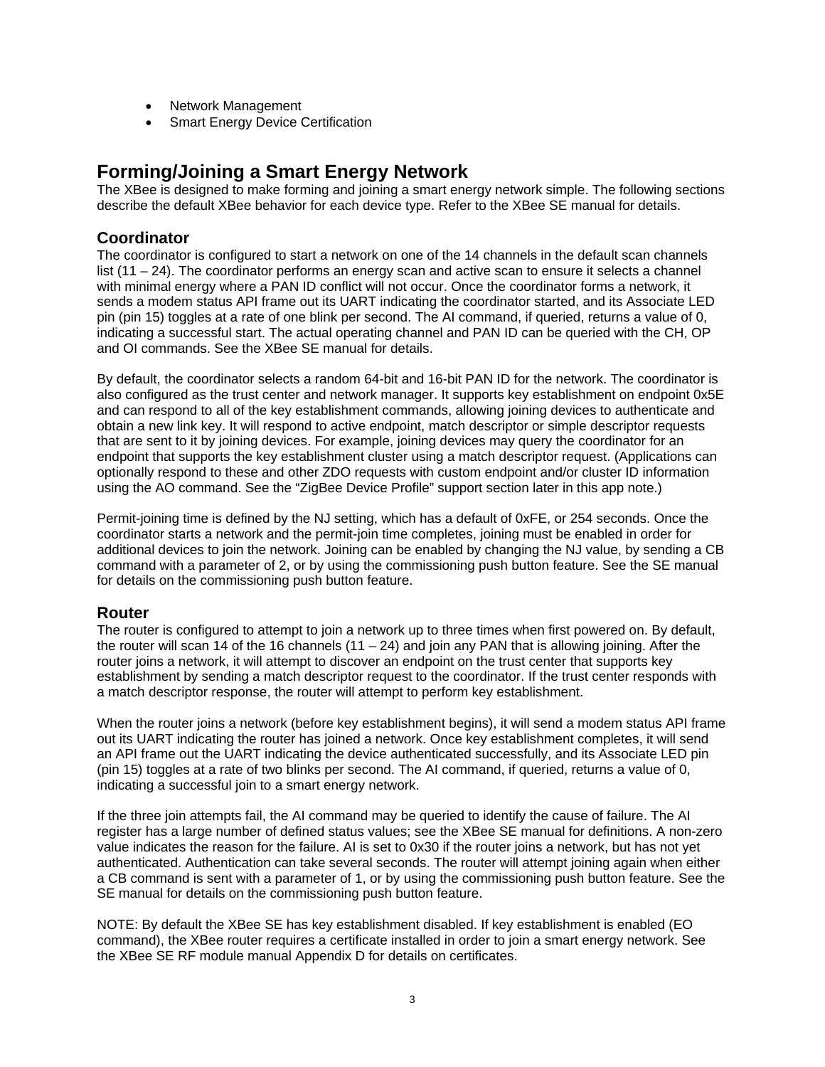- Network Management
- Smart Energy Device Certification

## Forming/Joining a Smart Energy Network

The XBee is designed to make forming and joining a smart energy network simple. The following sections describe the default XBee behavior for each device type. Refer to the XBee SE manual for details.

### Coordinator

The coordinator is configured to start a network on one of the 14 channels in the default scan channels list (11 – 24). The coordinator performs an energy scan and active scan to ensure it selects a channel with minimal energy where a PAN ID conflict will not occur. Once the coordinator forms a network, it sends a modem status API frame out its UART indicating the coordinator started, and its Associate LED pin (pin 15) toggles at a rate of one blink per second. The AI command, if queried, returns a value of 0, indicating a successful start. The actual operating channel and PAN ID can be queried with the CH, OP and OI commands. See the XBee SE manual for details.

By default, the coordinator selects a random 64-bit and 16-bit PAN ID for the network. The coordinator is also configured as the trust center and network manager. It supports key establishment on endpoint 0x5E and can respond to all of the key establishment commands, allowing joining devices to authenticate and obtain a new link key. It will respond to active endpoint, match descriptor or simple descriptor requests that are sent to it by joining devices. For example, joining devices may query the coordinator for an endpoint that supports the key establishment cluster using a match descriptor request. (Applications can optionally respond to these and other ZDO requests with custom endpoint and/or cluster ID information using the AO command. See the "ZigBee Device Profile" support section later in this app note.)

Permit-joining time is defined by the NJ setting, which has a default of 0xFE, or 254 seconds. Once the coordinator starts a network and the permit-join time completes, joining must be enabled in order for additional devices to join the network. Joining can be enabled by changing the NJ value, by sending a CB command with a parameter of 2, or by using the commissioning push button feature. See the SE manual for details on the commissioning push button feature.

### Router

The router is configured to attempt to join a network up to three times when first powered on. By default, the router will scan 14 of the 16 channels (11 – 24) and join any PAN that is allowing joining. After the router joins a network, it will attempt to discover an endpoint on the trust center that supports key establishment by sending a match descriptor request to the coordinator. If the trust center responds with a match descriptor response, the router will attempt to perform key establishment.

When the router joins a network (before key establishment begins), it will send a modem status API frame out its UART indicating the router has joined a network. Once key establishment completes, it will send an API frame out the UART indicating the device authenticated successfully, and its Associate LED pin (pin 15) toggles at a rate of two blinks per second. The AI command, if queried, returns a value of 0, indicating a successful join to a smart energy network.

If the three join attempts fail, the AI command may be queried to identify the cause of failure. The AI register has a large number of defined status values; see the XBee SE manual for definitions. A non-zero value indicates the reason for the failure. AI is set to 0x30 if the router joins a network, but has not yet authenticated. Authentication can take several seconds. The router will attempt joining again when either a CB command is sent with a parameter of 1, or by using the commissioning push button feature. See the SE manual for details on the commissioning push button feature.

NOTE: By default the XBee SE has key establishment disabled. If key establishment is enabled (EO command), the XBee router requires a certificate installed in order to join a smart energy network. See the XBee SE RF module manual Appendix D for details on certificates.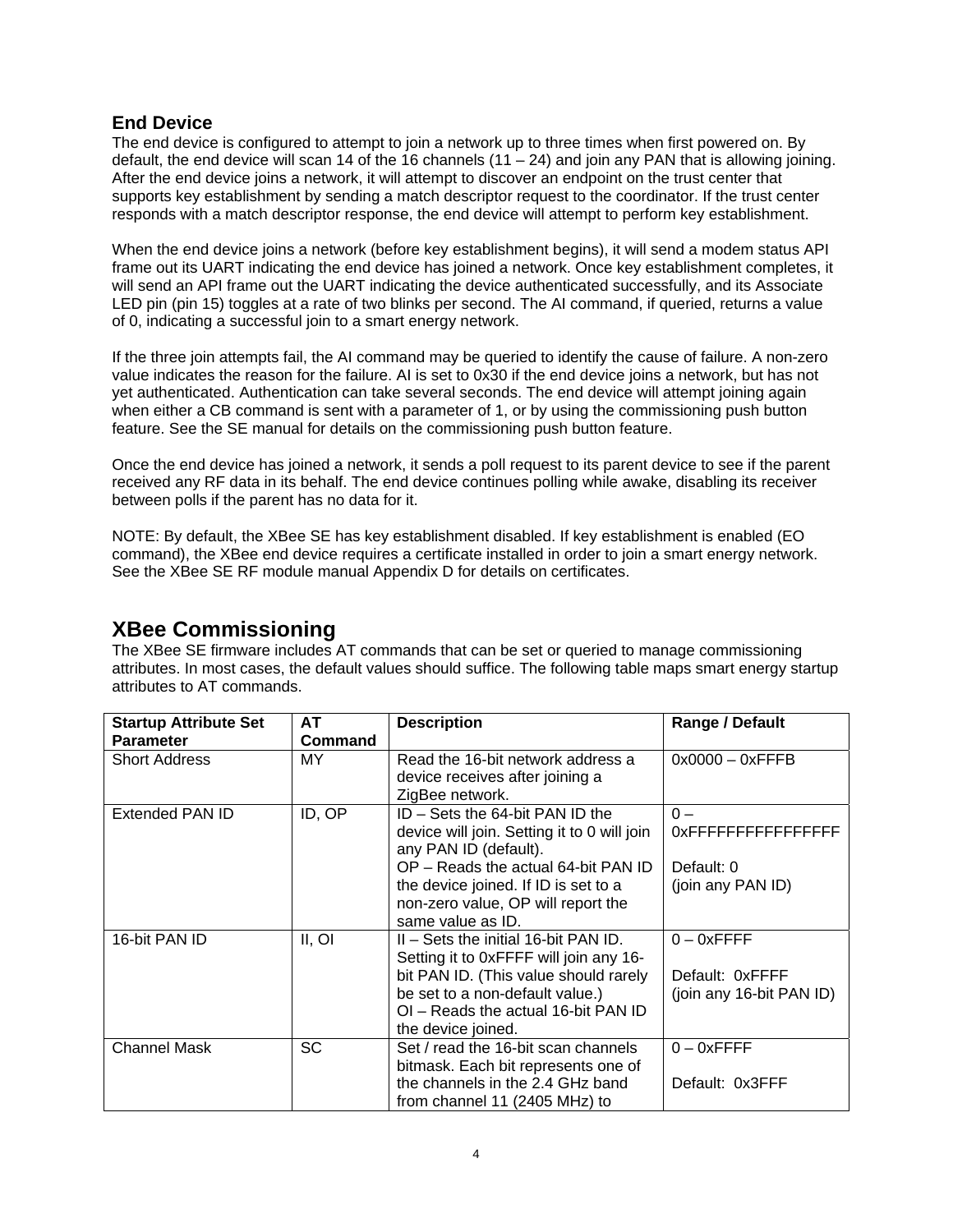## End Device

The end device is configured to attempt to join a network up to three times when first powered on. By default, the end device will scan 14 of the 16 channels (11 – 24) and join any PAN that is allowing joining. After the end device joins a network, it will attempt to discover an endpoint on the trust center that supports key establishment by sending a match descriptor request to the coordinator. If the trust center responds with a match descriptor response, the end device will attempt to perform key establishment.

When the end device joins a network (before key establishment begins), it will send a modem status API frame out its UART indicating the end device has joined a network. Once key establishment completes, it will send an API frame out the UART indicating the device authenticated successfully, and its Associate LED pin (pin 15) toggles at a rate of two blinks per second. The AI command, if queried, returns a value of 0, indicating a successful join to a smart energy network.

If the three join attempts fail, the AI command may be queried to identify the cause of failure. A non-zero value indicates the reason for the failure. AI is set to 0x30 if the end device joins a network, but has not yet authenticated. Authentication can take several seconds. The end device will attempt joining again when either a CB command is sent with a parameter of 1, or by using the commissioning push button feature. See the SE manual for details on the commissioning push button feature.

Once the end device has joined a network, it sends a poll request to its parent device to see if the parent received any RF data in its behalf. The end device continues polling while awake, disabling its receiver between polls if the parent has no data for it.

NOTE: By default, the XBee SE has key establishment disabled. If key establishment is enabled (EO command), the XBee end device requires a certificate installed in order to join a smart energy network. See the XBee SE RF module manual Appendix D for details on certificates.

# XBee Commissioning

The XBee SE firmware includes AT commands that can be set or queried to manage commissioning attributes. In most cases, the default values should suffice. The following table maps smart energy startup attributes to AT commands.

| Startup Attribute Set Parameter | AT Command | Description | Range / Default |
|---|---|---|---|
| Short Address | MY | Read the 16-bit network address a device receives after joining a ZigBee network. | 0x0000 – 0xFFFB |
| Extended PAN ID | ID, OP | ID – Sets the 64-bit PAN ID the device will join. Setting it to 0 will join any PAN ID (default).<br>OP – Reads the actual 64-bit PAN ID the device joined. If ID is set to a non-zero value, OP will report the same value as ID. | 0 – 0xFFFFFFFFFFFFFFFF<br><br>Default: 0<br>(join any PAN ID) |
| 16-bit PAN ID | II, OI | II – Sets the initial 16-bit PAN ID. Setting it to 0xFFFF will join any 16-bit PAN ID. (This value should rarely be set to a non-default value.)<br>OI – Reads the actual 16-bit PAN ID the device joined. | 0 – 0xFFFF<br><br>Default: 0xFFFF<br>(join any 16-bit PAN ID) |
| Channel Mask | SC | Set / read the 16-bit scan channels bitmask. Each bit represents one of the channels in the 2.4 GHz band from channel 11 (2405 MHz) to | 0 – 0xFFFF<br><br>Default: 0x3FFF |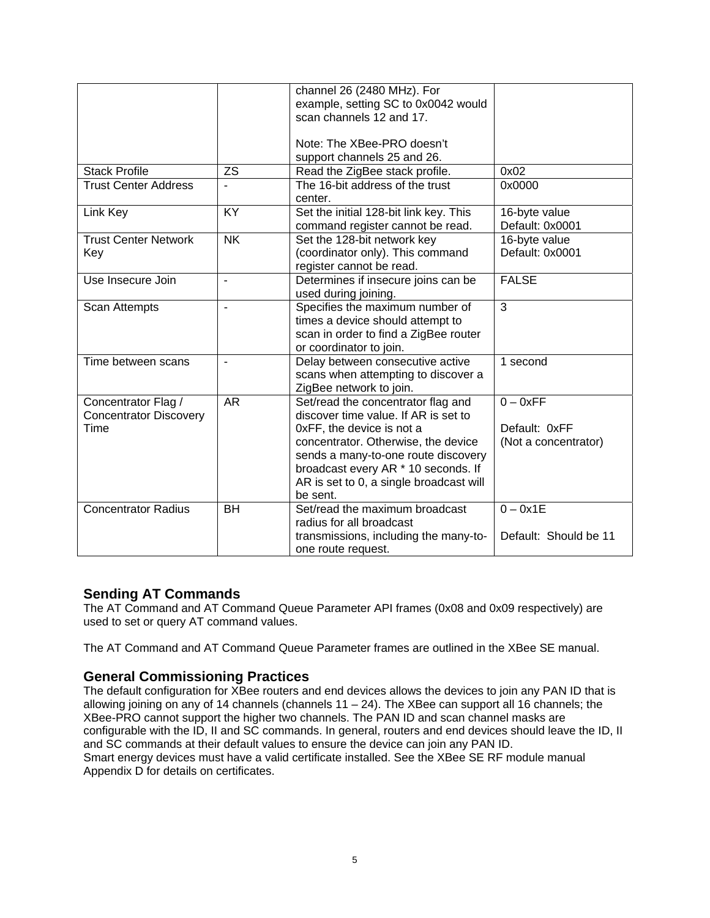| | | channel 26 (2480 MHz). For example, setting SC to 0x0042 would scan channels 12 and 17.<br><br>Note: The XBee-PRO doesn't support channels 25 and 26. | |
|---|---|---|---|
| Stack Profile | ZS | Read the ZigBee stack profile. | 0x02 |
| Trust Center Address | - | The 16-bit address of the trust center. | 0x0000 |
| Link Key | KY | Set the initial 128-bit link key. This command register cannot be read. | 16-byte value<br>Default: 0x0001 |
| Trust Center Network Key | NK | Set the 128-bit network key (coordinator only). This command register cannot be read. | 16-byte value<br>Default: 0x0001 |
| Use Insecure Join | - | Determines if insecure joins can be used during joining. | FALSE |
| Scan Attempts | - | Specifies the maximum number of times a device should attempt to scan in order to find a ZigBee router or coordinator to join. | 3 |
| Time between scans | - | Delay between consecutive active scans when attempting to discover a ZigBee network to join. | 1 second |
| Concentrator Flag / Concentrator Discovery Time | AR | Set/read the concentrator flag and discover time value. If AR is set to 0xFF, the device is not a concentrator. Otherwise, the device sends a many-to-one route discovery broadcast every AR * 10 seconds. If AR is set to 0, a single broadcast will be sent. | 0 – 0xFF<br><br>Default: 0xFF<br>(Not a concentrator) |
| Concentrator Radius | BH | Set/read the maximum broadcast radius for all broadcast transmissions, including the many-to-one route request. | 0 – 0x1E<br><br>Default: Should be 11 |

## Sending AT Commands

The AT Command and AT Command Queue Parameter API frames (0x08 and 0x09 respectively) are used to set or query AT command values.

The AT Command and AT Command Queue Parameter frames are outlined in the XBee SE manual.

## General Commissioning Practices

The default configuration for XBee routers and end devices allows the devices to join any PAN ID that is allowing joining on any of 14 channels (channels 11 – 24). The XBee can support all 16 channels; the XBee-PRO cannot support the higher two channels. The PAN ID and scan channel masks are configurable with the ID, II and SC commands. In general, routers and end devices should leave the ID, II and SC commands at their default values to ensure the device can join any PAN ID.
Smart energy devices must have a valid certificate installed. See the XBee SE RF module manual Appendix D for details on certificates.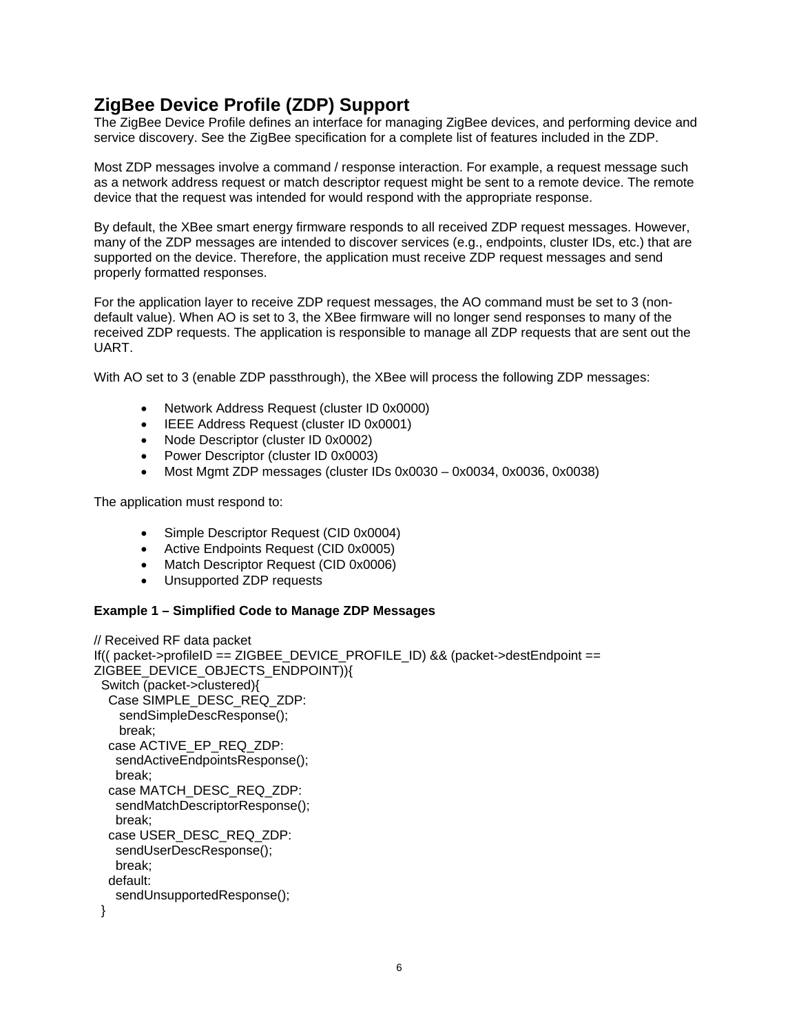## ZigBee Device Profile (ZDP) Support

The ZigBee Device Profile defines an interface for managing ZigBee devices, and performing device and service discovery. See the ZigBee specification for a complete list of features included in the ZDP.

Most ZDP messages involve a command / response interaction. For example, a request message such as a network address request or match descriptor request might be sent to a remote device. The remote device that the request was intended for would respond with the appropriate response.

By default, the XBee smart energy firmware responds to all received ZDP request messages. However, many of the ZDP messages are intended to discover services (e.g., endpoints, cluster IDs, etc.) that are supported on the device. Therefore, the application must receive ZDP request messages and send properly formatted responses.

For the application layer to receive ZDP request messages, the AO command must be set to 3 (non-default value). When AO is set to 3, the XBee firmware will no longer send responses to many of the received ZDP requests. The application is responsible to manage all ZDP requests that are sent out the UART.

With AO set to 3 (enable ZDP passthrough), the XBee will process the following ZDP messages:

- Network Address Request (cluster ID 0x0000)
- IEEE Address Request (cluster ID 0x0001)
- Node Descriptor (cluster ID 0x0002)
- Power Descriptor (cluster ID 0x0003)
- Most Mgmt ZDP messages (cluster IDs 0x0030 – 0x0034, 0x0036, 0x0038)

The application must respond to:

- Simple Descriptor Request (CID 0x0004)
- Active Endpoints Request (CID 0x0005)
- Match Descriptor Request (CID 0x0006)
- Unsupported ZDP requests

**Example 1 – Simplified Code to Manage ZDP Messages**

```
// Received RF data packet
If(( packet->profileID == ZIGBEE_DEVICE_PROFILE_ID) && (packet->destEndpoint ==
ZIGBEE_DEVICE_OBJECTS_ENDPOINT)){
  Switch (packet->clustered){
    Case SIMPLE_DESC_REQ_ZDP:
      sendSimpleDescResponse();
      break;
    case ACTIVE_EP_REQ_ZDP:
      sendActiveEndpointsResponse();
      break;
    case MATCH_DESC_REQ_ZDP:
      sendMatchDescriptorResponse();
      break;
    case USER_DESC_REQ_ZDP:
      sendUserDescResponse();
      break;
    default:
      sendUnsupportedResponse();
  }
```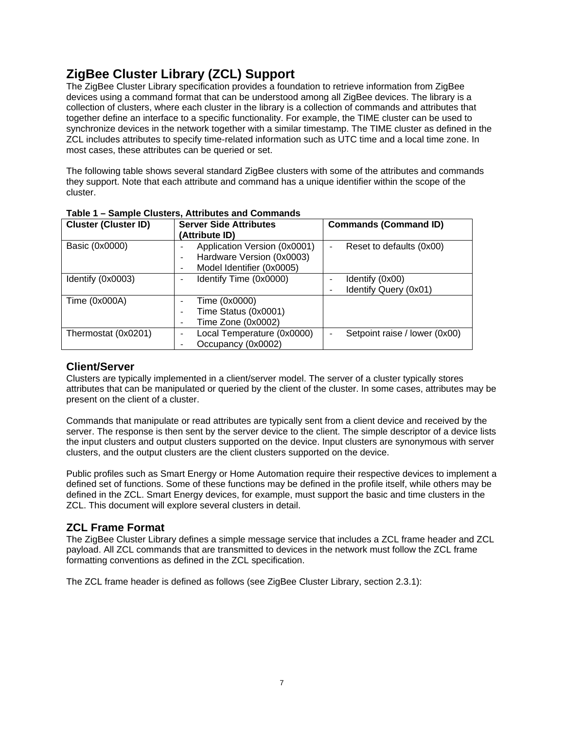# ZigBee Cluster Library (ZCL) Support

The ZigBee Cluster Library specification provides a foundation to retrieve information from ZigBee devices using a command format that can be understood among all ZigBee devices. The library is a collection of clusters, where each cluster in the library is a collection of commands and attributes that together define an interface to a specific functionality. For example, the TIME cluster can be used to synchronize devices in the network together with a similar timestamp. The TIME cluster as defined in the ZCL includes attributes to specify time-related information such as UTC time and a local time zone. In most cases, these attributes can be queried or set.

The following table shows several standard ZigBee clusters with some of the attributes and commands they support. Note that each attribute and command has a unique identifier within the scope of the cluster.

**Table 1 – Sample Clusters, Attributes and Commands**

| Cluster (Cluster ID) | Server Side Attributes (Attribute ID) | Commands (Command ID) |
|---|---|---|
| Basic (0x0000) | - Application Version (0x0001)<br>- Hardware Version (0x0003)<br>- Model Identifier (0x0005) | - Reset to defaults (0x00) |
| Identify (0x0003) | - Identify Time (0x0000) | - Identify (0x00)<br>- Identify Query (0x01) |
| Time (0x000A) | - Time (0x0000)<br>- Time Status (0x0001)<br>- Time Zone (0x0002) | |
| Thermostat (0x0201) | - Local Temperature (0x0000)<br>- Occupancy (0x0002) | - Setpoint raise / lower (0x00) |

## Client/Server

Clusters are typically implemented in a client/server model. The server of a cluster typically stores attributes that can be manipulated or queried by the client of the cluster. In some cases, attributes may be present on the client of a cluster.

Commands that manipulate or read attributes are typically sent from a client device and received by the server. The response is then sent by the server device to the client. The simple descriptor of a device lists the input clusters and output clusters supported on the device. Input clusters are synonymous with server clusters, and the output clusters are the client clusters supported on the device.

Public profiles such as Smart Energy or Home Automation require their respective devices to implement a defined set of functions. Some of these functions may be defined in the profile itself, while others may be defined in the ZCL. Smart Energy devices, for example, must support the basic and time clusters in the ZCL. This document will explore several clusters in detail.

## ZCL Frame Format

The ZigBee Cluster Library defines a simple message service that includes a ZCL frame header and ZCL payload. All ZCL commands that are transmitted to devices in the network must follow the ZCL frame formatting conventions as defined in the ZCL specification.

The ZCL frame header is defined as follows (see ZigBee Cluster Library, section 2.3.1):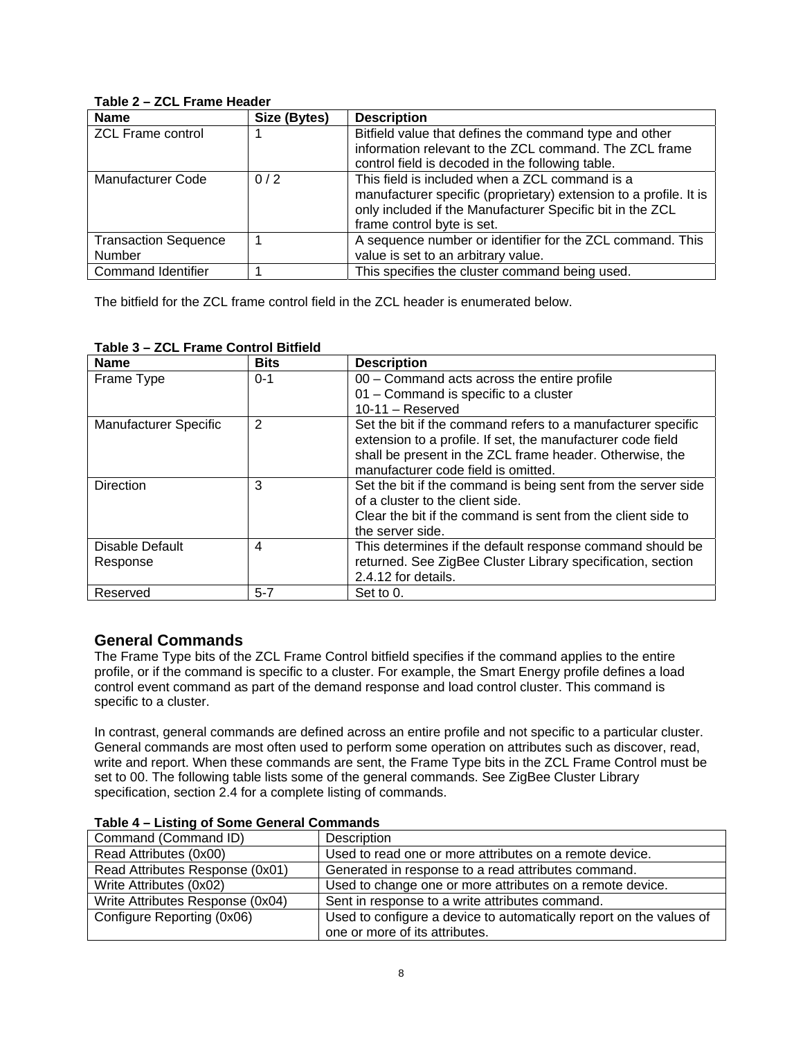**Table 2 – ZCL Frame Header**

| Name | Size (Bytes) | Description |
| --- | --- | --- |
| ZCL Frame control | 1 | Bitfield value that defines the command type and other information relevant to the ZCL command. The ZCL frame control field is decoded in the following table. |
| Manufacturer Code | 0 / 2 | This field is included when a ZCL command is a manufacturer specific (proprietary) extension to a profile. It is only included if the Manufacturer Specific bit in the ZCL frame control byte is set. |
| Transaction Sequence Number | 1 | A sequence number or identifier for the ZCL command. This value is set to an arbitrary value. |
| Command Identifier | 1 | This specifies the cluster command being used. |

The bitfield for the ZCL frame control field in the ZCL header is enumerated below.

**Table 3 – ZCL Frame Control Bitfield**

| Name | Bits | Description |
| --- | --- | --- |
| Frame Type | 0-1 | 00 – Command acts across the entire profile<br>01 – Command is specific to a cluster<br>10-11 – Reserved |
| Manufacturer Specific | 2 | Set the bit if the command refers to a manufacturer specific extension to a profile. If set, the manufacturer code field shall be present in the ZCL frame header. Otherwise, the manufacturer code field is omitted. |
| Direction | 3 | Set the bit if the command is being sent from the server side of a cluster to the client side.<br>Clear the bit if the command is sent from the client side to the server side. |
| Disable Default Response | 4 | This determines if the default response command should be returned. See ZigBee Cluster Library specification, section 2.4.12 for details. |
| Reserved | 5-7 | Set to 0. |

## General Commands

The Frame Type bits of the ZCL Frame Control bitfield specifies if the command applies to the entire profile, or if the command is specific to a cluster. For example, the Smart Energy profile defines a load control event command as part of the demand response and load control cluster. This command is specific to a cluster.

In contrast, general commands are defined across an entire profile and not specific to a particular cluster. General commands are most often used to perform some operation on attributes such as discover, read, write and report. When these commands are sent, the Frame Type bits in the ZCL Frame Control must be set to 00. The following table lists some of the general commands. See ZigBee Cluster Library specification, section 2.4 for a complete listing of commands.

**Table 4 – Listing of Some General Commands**

| Command (Command ID) | Description |
| --- | --- |
| Read Attributes (0x00) | Used to read one or more attributes on a remote device. |
| Read Attributes Response (0x01) | Generated in response to a read attributes command. |
| Write Attributes (0x02) | Used to change one or more attributes on a remote device. |
| Write Attributes Response (0x04) | Sent in response to a write attributes command. |
| Configure Reporting (0x06) | Used to configure a device to automatically report on the values of one or more of its attributes. |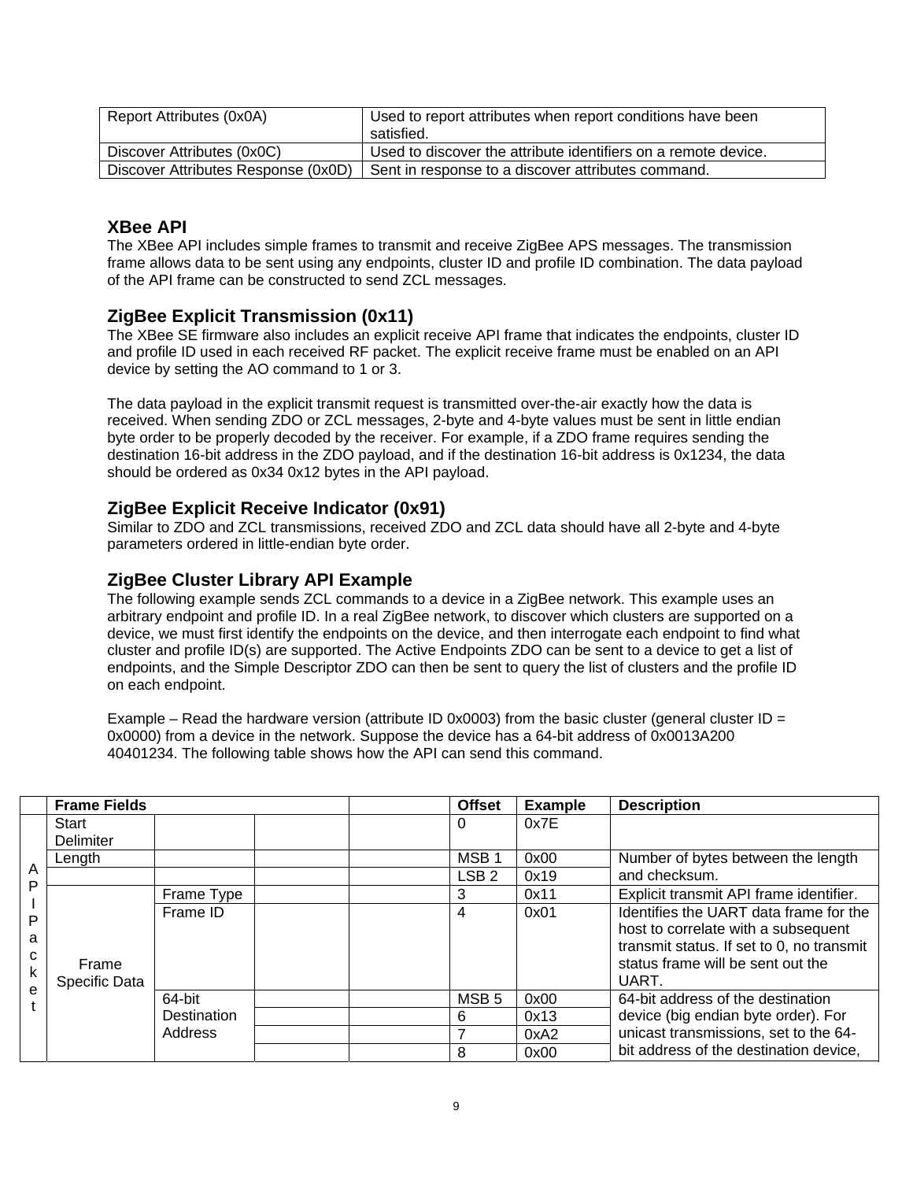| | |
|---|---|
| Report Attributes (0x0A) | Used to report attributes when report conditions have been satisfied. |
| Discover Attributes (0x0C) | Used to discover the attribute identifiers on a remote device. |
| Discover Attributes Response (0x0D) | Sent in response to a discover attributes command. |

### XBee API

The XBee API includes simple frames to transmit and receive ZigBee APS messages. The transmission frame allows data to be sent using any endpoints, cluster ID and profile ID combination. The data payload of the API frame can be constructed to send ZCL messages.

### ZigBee Explicit Transmission (0x11)

The XBee SE firmware also includes an explicit receive API frame that indicates the endpoints, cluster ID and profile ID used in each received RF packet. The explicit receive frame must be enabled on an API device by setting the AO command to 1 or 3.

The data payload in the explicit transmit request is transmitted over-the-air exactly how the data is received. When sending ZDO or ZCL messages, 2-byte and 4-byte values must be sent in little endian byte order to be properly decoded by the receiver. For example, if a ZDO frame requires sending the destination 16-bit address in the ZDO payload, and if the destination 16-bit address is 0x1234, the data should be ordered as 0x34 0x12 bytes in the API payload.

### ZigBee Explicit Receive Indicator (0x91)

Similar to ZDO and ZCL transmissions, received ZDO and ZCL data should have all 2-byte and 4-byte parameters ordered in little-endian byte order.

### ZigBee Cluster Library API Example

The following example sends ZCL commands to a device in a ZigBee network. This example uses an arbitrary endpoint and profile ID. In a real ZigBee network, to discover which clusters are supported on a device, we must first identify the endpoints on the device, and then interrogate each endpoint to find what cluster and profile ID(s) are supported. The Active Endpoints ZDO can be sent to a device to get a list of endpoints, and the Simple Descriptor ZDO can then be sent to query the list of clusters and the profile ID on each endpoint.

Example – Read the hardware version (attribute ID 0x0003) from the basic cluster (general cluster ID = 0x0000) from a device in the network. Suppose the device has a 64-bit address of 0x0013A200 40401234. The following table shows how the API can send this command.

| | Frame Fields | | | | Offset | Example | Description |
|---|---|---|---|---|---|---|---|
| API Packet | Start Delimiter | | | | 0 | 0x7E | |
| | Length | | | | MSB 1 | 0x00 | Number of bytes between the length and checksum. |
| | | | | | LSB 2 | 0x19 | |
| | Frame Specific Data | Frame Type | | | 3 | 0x11 | Explicit transmit API frame identifier. |
| | | Frame ID | | | 4 | 0x01 | Identifies the UART data frame for the host to correlate with a subsequent transmit status. If set to 0, no transmit status frame will be sent out the UART. |
| | | 64-bit Destination Address | | | MSB 5 | 0x00 | 64-bit address of the destination device (big endian byte order). For unicast transmissions, set to the 64-bit address of the destination device, |
| | | | | | 6 | 0x13 | |
| | | | | | 7 | 0xA2 | |
| | | | | | 8 | 0x00 | |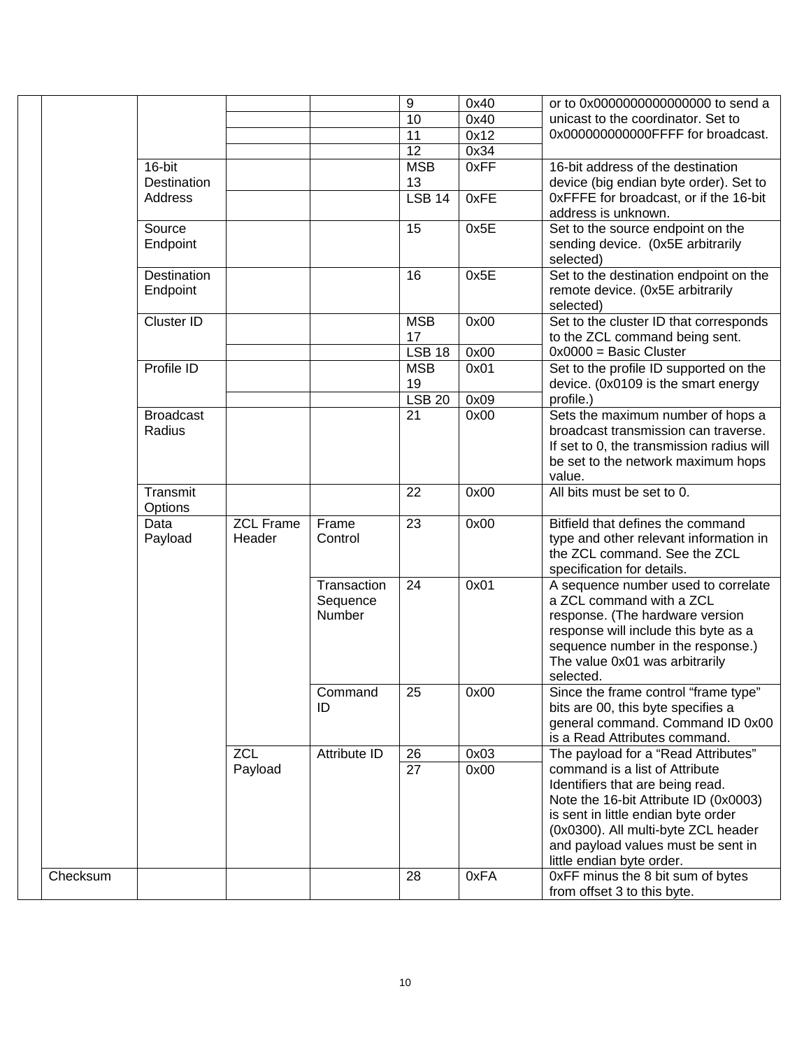| | | | | | | | |
|---|---|---|---|---|---|---|---|
| | | | | | 9 | 0x40 | or to 0x0000000000000000 to send a unicast to the coordinator. Set to 0x000000000000FFFF for broadcast. |
| | | | | | 10 | 0x40 | |
| | | | | | 11 | 0x12 | |
| | | | | | 12 | 0x34 | |
| | | 16-bit Destination Address | | | MSB 13 | 0xFF | 16-bit address of the destination device (big endian byte order). Set to 0xFFFE for broadcast, or if the 16-bit address is unknown. |
| | | | | | LSB 14 | 0xFE | |
| | | Source Endpoint | | | 15 | 0x5E | Set to the source endpoint on the sending device. (0x5E arbitrarily selected) |
| | | Destination Endpoint | | | 16 | 0x5E | Set to the destination endpoint on the remote device. (0x5E arbitrarily selected) |
| | | Cluster ID | | | MSB 17 | 0x00 | Set to the cluster ID that corresponds to the ZCL command being sent. 0x0000 = Basic Cluster |
| | | | | | LSB 18 | 0x00 | |
| | | Profile ID | | | MSB 19 | 0x01 | Set to the profile ID supported on the device. (0x0109 is the smart energy profile.) |
| | | | | | LSB 20 | 0x09 | |
| | | Broadcast Radius | | | 21 | 0x00 | Sets the maximum number of hops a broadcast transmission can traverse. If set to 0, the transmission radius will be set to the network maximum hops value. |
| | | Transmit Options | | | 22 | 0x00 | All bits must be set to 0. |
| | | Data Payload | ZCL Frame Header | Frame Control | 23 | 0x00 | Bitfield that defines the command type and other relevant information in the ZCL command. See the ZCL specification for details. |
| | | | | Transaction Sequence Number | 24 | 0x01 | A sequence number used to correlate a ZCL command with a ZCL response. (The hardware version response will include this byte as a sequence number in the response.) The value 0x01 was arbitrarily selected. |
| | | | | Command ID | 25 | 0x00 | Since the frame control "frame type" bits are 00, this byte specifies a general command. Command ID 0x00 is a Read Attributes command. |
| | | | ZCL Payload | Attribute ID | 26 | 0x03 | The payload for a "Read Attributes" command is a list of Attribute Identifiers that are being read. Note the 16-bit Attribute ID (0x0003) is sent in little endian byte order (0x0300). All multi-byte ZCL header and payload values must be sent in little endian byte order. |
| | | | | | 27 | 0x00 | |
| | Checksum | | | | 28 | 0xFA | 0xFF minus the 8 bit sum of bytes from offset 3 to this byte. |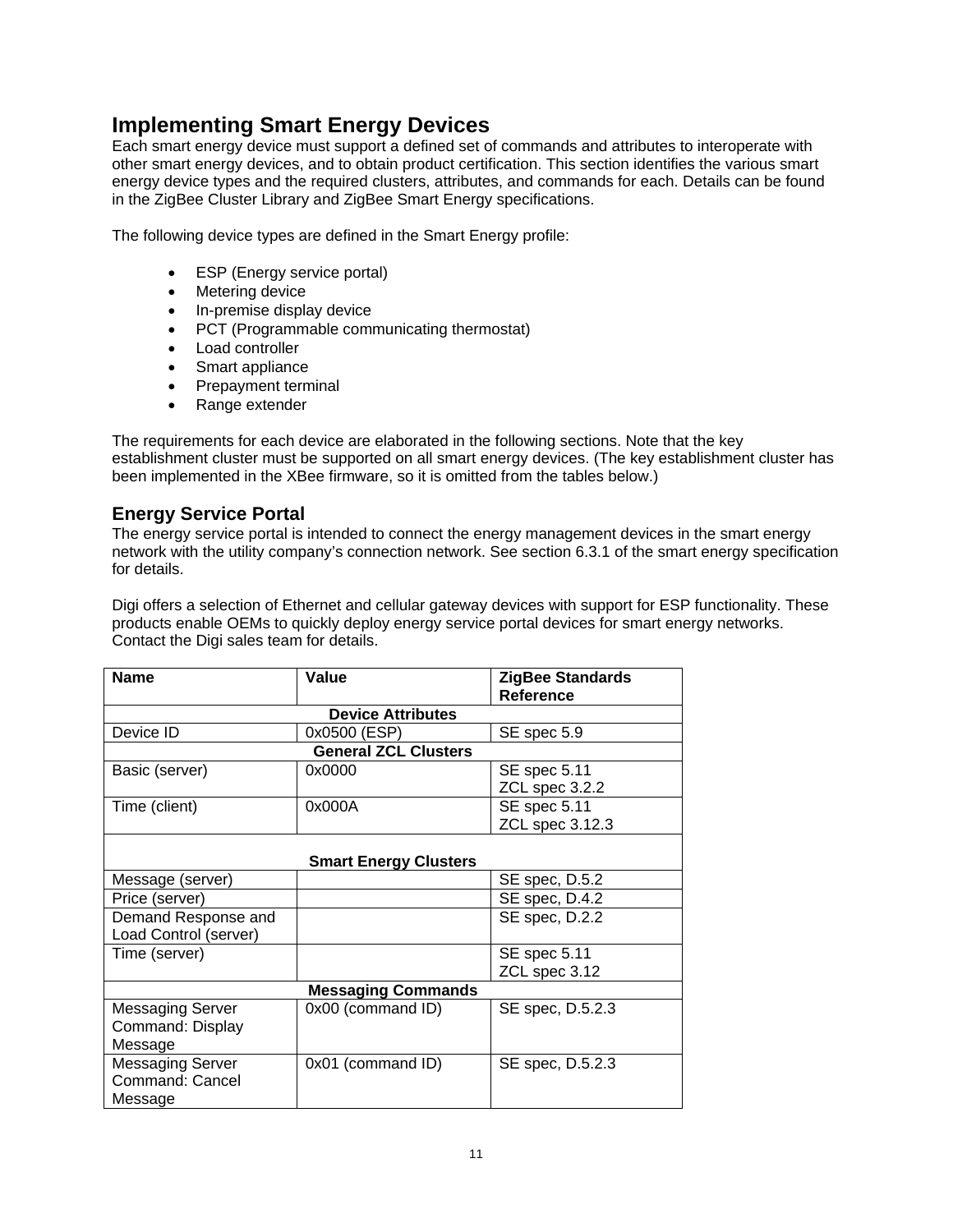## Implementing Smart Energy Devices

Each smart energy device must support a defined set of commands and attributes to interoperate with other smart energy devices, and to obtain product certification. This section identifies the various smart energy device types and the required clusters, attributes, and commands for each. Details can be found in the ZigBee Cluster Library and ZigBee Smart Energy specifications.

The following device types are defined in the Smart Energy profile:

- ESP (Energy service portal)
- Metering device
- In-premise display device
- PCT (Programmable communicating thermostat)
- Load controller
- Smart appliance
- Prepayment terminal
- Range extender

The requirements for each device are elaborated in the following sections. Note that the key establishment cluster must be supported on all smart energy devices. (The key establishment cluster has been implemented in the XBee firmware, so it is omitted from the tables below.)

### Energy Service Portal

The energy service portal is intended to connect the energy management devices in the smart energy network with the utility company's connection network. See section 6.3.1 of the smart energy specification for details.

Digi offers a selection of Ethernet and cellular gateway devices with support for ESP functionality. These products enable OEMs to quickly deploy energy service portal devices for smart energy networks. Contact the Digi sales team for details.

| Name | Value | ZigBee Standards Reference |
|---|---|---|
| **Device Attributes** | | |
| Device ID | 0x0500 (ESP) | SE spec 5.9 |
| **General ZCL Clusters** | | |
| Basic (server) | 0x0000 | SE spec 5.11<br>ZCL spec 3.2.2 |
| Time (client) | 0x000A | SE spec 5.11<br>ZCL spec 3.12.3 |
| **Smart Energy Clusters** | | |
| Message (server) | | SE spec, D.5.2 |
| Price (server) | | SE spec, D.4.2 |
| Demand Response and Load Control (server) | | SE spec, D.2.2 |
| Time (server) | | SE spec 5.11<br>ZCL spec 3.12 |
| **Messaging Commands** | | |
| Messaging Server Command: Display Message | 0x00 (command ID) | SE spec, D.5.2.3 |
| Messaging Server Command: Cancel Message | 0x01 (command ID) | SE spec, D.5.2.3 |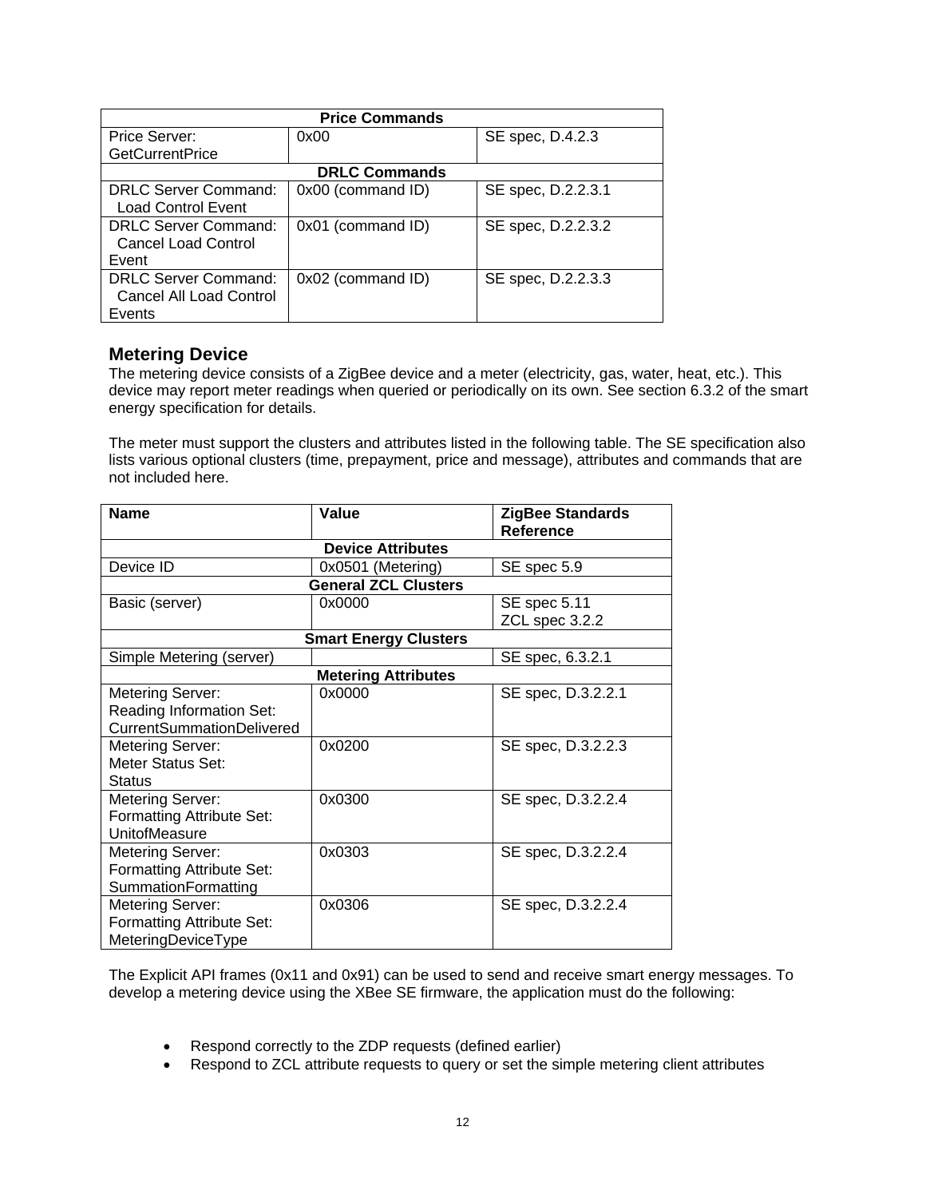| Price Commands | | |
|---|---|---|
| Price Server: GetCurrentPrice | 0x00 | SE spec, D.4.2.3 |
| **DRLC Commands** | | |
| DRLC Server Command: Load Control Event | 0x00 (command ID) | SE spec, D.2.2.3.1 |
| DRLC Server Command: Cancel Load Control Event | 0x01 (command ID) | SE spec, D.2.2.3.2 |
| DRLC Server Command: Cancel All Load Control Events | 0x02 (command ID) | SE spec, D.2.2.3.3 |

## Metering Device

The metering device consists of a ZigBee device and a meter (electricity, gas, water, heat, etc.). This device may report meter readings when queried or periodically on its own. See section 6.3.2 of the smart energy specification for details.

The meter must support the clusters and attributes listed in the following table. The SE specification also lists various optional clusters (time, prepayment, price and message), attributes and commands that are not included here.

| Name | Value | ZigBee Standards Reference |
|---|---|---|
| **Device Attributes** | | |
| Device ID | 0x0501 (Metering) | SE spec 5.9 |
| **General ZCL Clusters** | | |
| Basic (server) | 0x0000 | SE spec 5.11<br>ZCL spec 3.2.2 |
| **Smart Energy Clusters** | | |
| Simple Metering (server) | | SE spec, 6.3.2.1 |
| **Metering Attributes** | | |
| Metering Server: Reading Information Set: CurrentSummationDelivered | 0x0000 | SE spec, D.3.2.2.1 |
| Metering Server: Meter Status Set: Status | 0x0200 | SE spec, D.3.2.2.3 |
| Metering Server: Formatting Attribute Set: UnitofMeasure | 0x0300 | SE spec, D.3.2.2.4 |
| Metering Server: Formatting Attribute Set: SummationFormatting | 0x0303 | SE spec, D.3.2.2.4 |
| Metering Server: Formatting Attribute Set: MeteringDeviceType | 0x0306 | SE spec, D.3.2.2.4 |

The Explicit API frames (0x11 and 0x91) can be used to send and receive smart energy messages. To develop a metering device using the XBee SE firmware, the application must do the following:

- Respond correctly to the ZDP requests (defined earlier)
- Respond to ZCL attribute requests to query or set the simple metering client attributes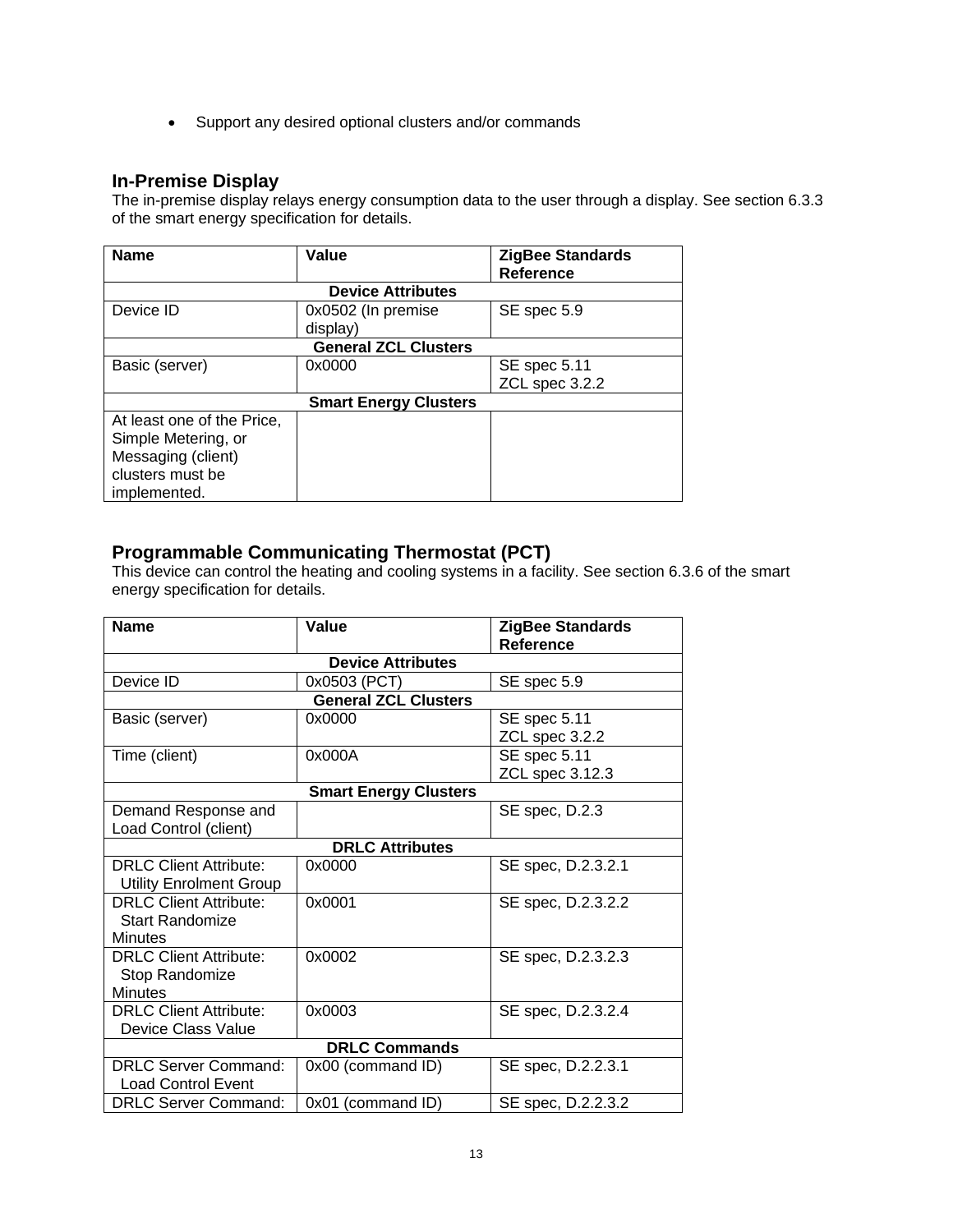- Support any desired optional clusters and/or commands

## In-Premise Display

The in-premise display relays energy consumption data to the user through a display. See section 6.3.3 of the smart energy specification for details.

| Name | Value | ZigBee Standards Reference |
|---|---|---|
| **Device Attributes** | | |
| Device ID | 0x0502 (In premise display) | SE spec 5.9 |
| **General ZCL Clusters** | | |
| Basic (server) | 0x0000 | SE spec 5.11<br>ZCL spec 3.2.2 |
| **Smart Energy Clusters** | | |
| At least one of the Price, Simple Metering, or Messaging (client) clusters must be implemented. | | |

## Programmable Communicating Thermostat (PCT)

This device can control the heating and cooling systems in a facility. See section 6.3.6 of the smart energy specification for details.

| Name | Value | ZigBee Standards Reference |
|---|---|---|
| **Device Attributes** | | |
| Device ID | 0x0503 (PCT) | SE spec 5.9 |
| **General ZCL Clusters** | | |
| Basic (server) | 0x0000 | SE spec 5.11<br>ZCL spec 3.2.2 |
| Time (client) | 0x000A | SE spec 5.11<br>ZCL spec 3.12.3 |
| **Smart Energy Clusters** | | |
| Demand Response and Load Control (client) | | SE spec, D.2.3 |
| **DRLC Attributes** | | |
| DRLC Client Attribute: Utility Enrolment Group | 0x0000 | SE spec, D.2.3.2.1 |
| DRLC Client Attribute: Start Randomize Minutes | 0x0001 | SE spec, D.2.3.2.2 |
| DRLC Client Attribute: Stop Randomize Minutes | 0x0002 | SE spec, D.2.3.2.3 |
| DRLC Client Attribute: Device Class Value | 0x0003 | SE spec, D.2.3.2.4 |
| **DRLC Commands** | | |
| DRLC Server Command: Load Control Event | 0x00 (command ID) | SE spec, D.2.2.3.1 |
| DRLC Server Command: | 0x01 (command ID) | SE spec, D.2.2.3.2 |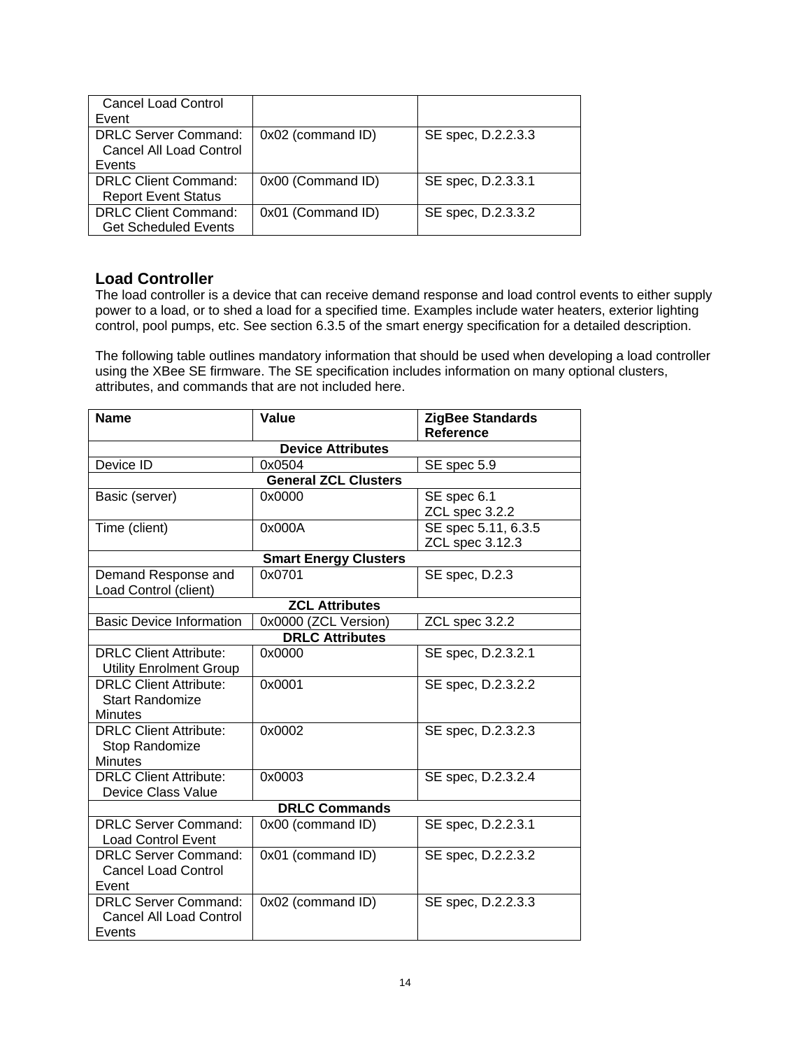| | | |
|---|---|---|
| Cancel Load Control Event | | |
| DRLC Server Command: Cancel All Load Control Events | 0x02 (command ID) | SE spec, D.2.2.3.3 |
| DRLC Client Command: Report Event Status | 0x00 (Command ID) | SE spec, D.2.3.3.1 |
| DRLC Client Command: Get Scheduled Events | 0x01 (Command ID) | SE spec, D.2.3.3.2 |

## Load Controller

The load controller is a device that can receive demand response and load control events to either supply power to a load, or to shed a load for a specified time. Examples include water heaters, exterior lighting control, pool pumps, etc. See section 6.3.5 of the smart energy specification for a detailed description.

The following table outlines mandatory information that should be used when developing a load controller using the XBee SE firmware. The SE specification includes information on many optional clusters, attributes, and commands that are not included here.

| **Name** | **Value** | **ZigBee Standards Reference** |
|---|---|---|
| **Device Attributes** | | |
| Device ID | 0x0504 | SE spec 5.9 |
| **General ZCL Clusters** | | |
| Basic (server) | 0x0000 | SE spec 6.1<br>ZCL spec 3.2.2 |
| Time (client) | 0x000A | SE spec 5.11, 6.3.5<br>ZCL spec 3.12.3 |
| **Smart Energy Clusters** | | |
| Demand Response and Load Control (client) | 0x0701 | SE spec, D.2.3 |
| **ZCL Attributes** | | |
| Basic Device Information | 0x0000 (ZCL Version) | ZCL spec 3.2.2 |
| **DRLC Attributes** | | |
| DRLC Client Attribute: Utility Enrolment Group | 0x0000 | SE spec, D.2.3.2.1 |
| DRLC Client Attribute: Start Randomize Minutes | 0x0001 | SE spec, D.2.3.2.2 |
| DRLC Client Attribute: Stop Randomize Minutes | 0x0002 | SE spec, D.2.3.2.3 |
| DRLC Client Attribute: Device Class Value | 0x0003 | SE spec, D.2.3.2.4 |
| **DRLC Commands** | | |
| DRLC Server Command: Load Control Event | 0x00 (command ID) | SE spec, D.2.2.3.1 |
| DRLC Server Command: Cancel Load Control Event | 0x01 (command ID) | SE spec, D.2.2.3.2 |
| DRLC Server Command: Cancel All Load Control Events | 0x02 (command ID) | SE spec, D.2.2.3.3 |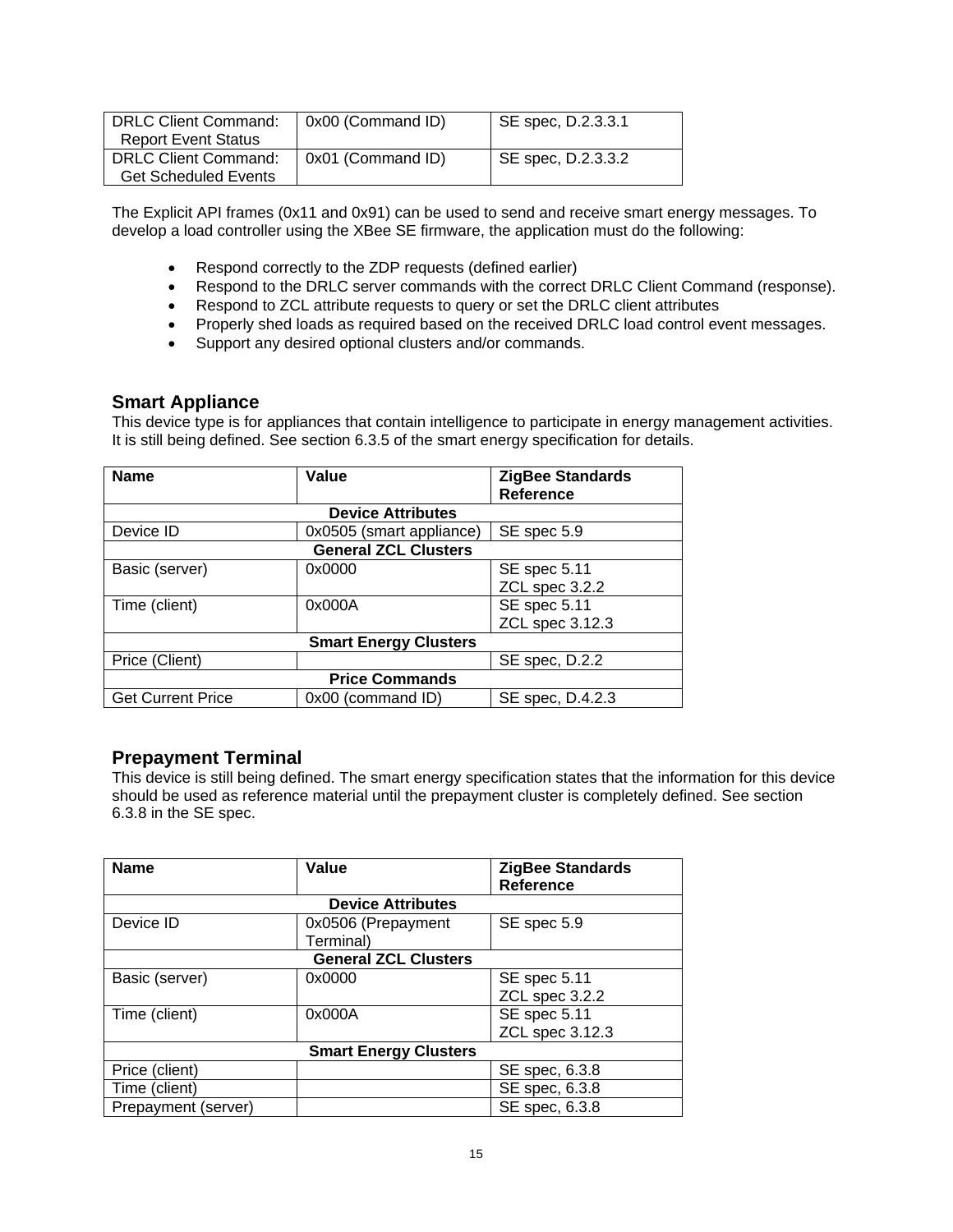| DRLC Client Command: Report Event Status | 0x00 (Command ID) | SE spec, D.2.3.3.1 |
| --- | --- | --- |
| DRLC Client Command: Get Scheduled Events | 0x01 (Command ID) | SE spec, D.2.3.3.2 |

The Explicit API frames (0x11 and 0x91) can be used to send and receive smart energy messages. To develop a load controller using the XBee SE firmware, the application must do the following:

- Respond correctly to the ZDP requests (defined earlier)
- Respond to the DRLC server commands with the correct DRLC Client Command (response).
- Respond to ZCL attribute requests to query or set the DRLC client attributes
- Properly shed loads as required based on the received DRLC load control event messages.
- Support any desired optional clusters and/or commands.

## Smart Appliance

This device type is for appliances that contain intelligence to participate in energy management activities. It is still being defined. See section 6.3.5 of the smart energy specification for details.

| Name | Value | ZigBee Standards Reference |
| --- | --- | --- |
| **Device Attributes** | | |
| Device ID | 0x0505 (smart appliance) | SE spec 5.9 |
| **General ZCL Clusters** | | |
| Basic (server) | 0x0000 | SE spec 5.11<br>ZCL spec 3.2.2 |
| Time (client) | 0x000A | SE spec 5.11<br>ZCL spec 3.12.3 |
| **Smart Energy Clusters** | | |
| Price (Client) | | SE spec, D.2.2 |
| **Price Commands** | | |
| Get Current Price | 0x00 (command ID) | SE spec, D.4.2.3 |

## Prepayment Terminal

This device is still being defined. The smart energy specification states that the information for this device should be used as reference material until the prepayment cluster is completely defined. See section 6.3.8 in the SE spec.

| Name | Value | ZigBee Standards Reference |
| --- | --- | --- |
| **Device Attributes** | | |
| Device ID | 0x0506 (Prepayment Terminal) | SE spec 5.9 |
| **General ZCL Clusters** | | |
| Basic (server) | 0x0000 | SE spec 5.11<br>ZCL spec 3.2.2 |
| Time (client) | 0x000A | SE spec 5.11<br>ZCL spec 3.12.3 |
| **Smart Energy Clusters** | | |
| Price (client) | | SE spec, 6.3.8 |
| Time (client) | | SE spec, 6.3.8 |
| Prepayment (server) | | SE spec, 6.3.8 |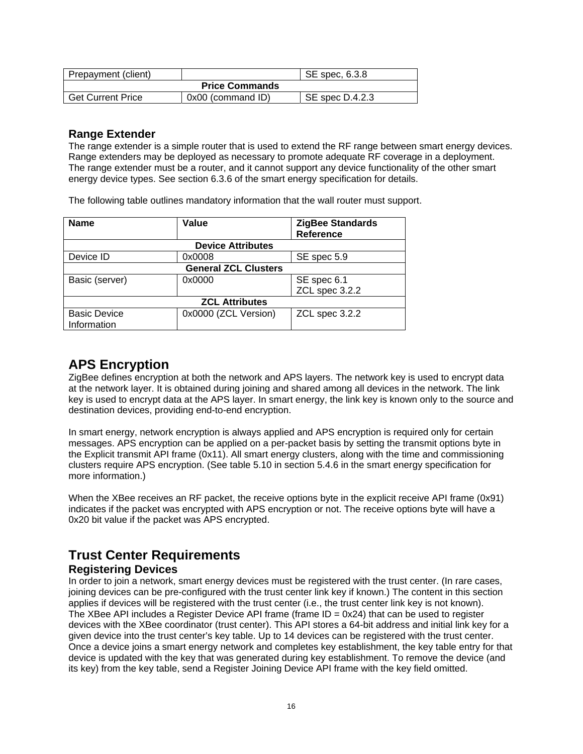| Prepayment (client) | | SE spec, 6.3.8 |
| --- | --- | --- |
| **Price Commands** | | |
| Get Current Price | 0x00 (command ID) | SE spec D.4.2.3 |

### Range Extender

The range extender is a simple router that is used to extend the RF range between smart energy devices. Range extenders may be deployed as necessary to promote adequate RF coverage in a deployment. The range extender must be a router, and it cannot support any device functionality of the other smart energy device types. See section 6.3.6 of the smart energy specification for details.

The following table outlines mandatory information that the wall router must support.

| Name | Value | ZigBee Standards Reference |
| --- | --- | --- |
| **Device Attributes** | | |
| Device ID | 0x0008 | SE spec 5.9 |
| **General ZCL Clusters** | | |
| Basic (server) | 0x0000 | SE spec 6.1<br>ZCL spec 3.2.2 |
| **ZCL Attributes** | | |
| Basic Device Information | 0x0000 (ZCL Version) | ZCL spec 3.2.2 |

## APS Encryption

ZigBee defines encryption at both the network and APS layers. The network key is used to encrypt data at the network layer. It is obtained during joining and shared among all devices in the network. The link key is used to encrypt data at the APS layer. In smart energy, the link key is known only to the source and destination devices, providing end-to-end encryption.

In smart energy, network encryption is always applied and APS encryption is required only for certain messages. APS encryption can be applied on a per-packet basis by setting the transmit options byte in the Explicit transmit API frame (0x11). All smart energy clusters, along with the time and commissioning clusters require APS encryption. (See table 5.10 in section 5.4.6 in the smart energy specification for more information.)

When the XBee receives an RF packet, the receive options byte in the explicit receive API frame (0x91) indicates if the packet was encrypted with APS encryption or not. The receive options byte will have a 0x20 bit value if the packet was APS encrypted.

## Trust Center Requirements

### Registering Devices

In order to join a network, smart energy devices must be registered with the trust center. (In rare cases, joining devices can be pre-configured with the trust center link key if known.) The content in this section applies if devices will be registered with the trust center (i.e., the trust center link key is not known).
The XBee API includes a Register Device API frame (frame ID = 0x24) that can be used to register devices with the XBee coordinator (trust center). This API stores a 64-bit address and initial link key for a given device into the trust center's key table. Up to 14 devices can be registered with the trust center. Once a device joins a smart energy network and completes key establishment, the key table entry for that device is updated with the key that was generated during key establishment. To remove the device (and its key) from the key table, send a Register Joining Device API frame with the key field omitted.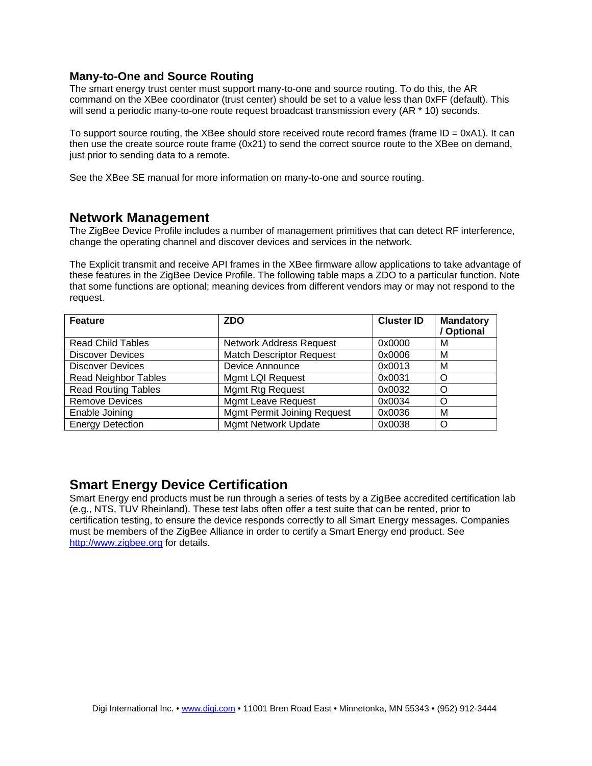### Many-to-One and Source Routing

The smart energy trust center must support many-to-one and source routing. To do this, the AR command on the XBee coordinator (trust center) should be set to a value less than 0xFF (default). This will send a periodic many-to-one route request broadcast transmission every (AR * 10) seconds.

To support source routing, the XBee should store received route record frames (frame ID = 0xA1). It can then use the create source route frame (0x21) to send the correct source route to the XBee on demand, just prior to sending data to a remote.

See the XBee SE manual for more information on many-to-one and source routing.

## Network Management

The ZigBee Device Profile includes a number of management primitives that can detect RF interference, change the operating channel and discover devices and services in the network.

The Explicit transmit and receive API frames in the XBee firmware allow applications to take advantage of these features in the ZigBee Device Profile. The following table maps a ZDO to a particular function. Note that some functions are optional; meaning devices from different vendors may or may not respond to the request.

| Feature | ZDO | Cluster ID | Mandatory / Optional |
|---|---|---|---|
| Read Child Tables | Network Address Request | 0x0000 | M |
| Discover Devices | Match Descriptor Request | 0x0006 | M |
| Discover Devices | Device Announce | 0x0013 | M |
| Read Neighbor Tables | Mgmt LQI Request | 0x0031 | O |
| Read Routing Tables | Mgmt Rtg Request | 0x0032 | O |
| Remove Devices | Mgmt Leave Request | 0x0034 | O |
| Enable Joining | Mgmt Permit Joining Request | 0x0036 | M |
| Energy Detection | Mgmt Network Update | 0x0038 | O |

## Smart Energy Device Certification

Smart Energy end products must be run through a series of tests by a ZigBee accredited certification lab (e.g., NTS, TUV Rheinland). These test labs often offer a test suite that can be rented, prior to certification testing, to ensure the device responds correctly to all Smart Energy messages. Companies must be members of the ZigBee Alliance in order to certify a Smart Energy end product. See http://www.zigbee.org for details.